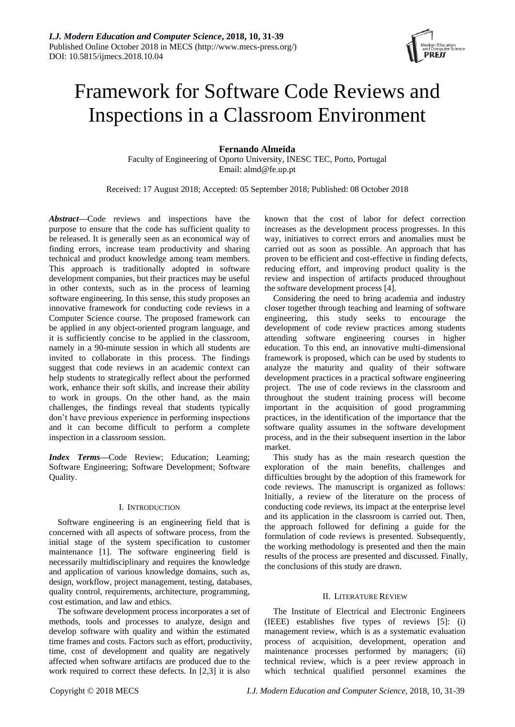# Framework for Software Code Reviews and Inspections in a Classroom Environment

**Fernando Almeida**
Faculty of Engineering of Oporto University, INESC TEC, Porto, Portugal
Email: almd@fe.up.pt

Received: 17 August 2018; Accepted: 05 September 2018; Published: 08 October 2018

***Abstract*****—**Code reviews and inspections have the purpose to ensure that the code has sufficient quality to be released. It is generally seen as an economical way of finding errors, increase team productivity and sharing technical and product knowledge among team members. This approach is traditionally adopted in software development companies, but their practices may be useful in other contexts, such as in the process of learning software engineering. In this sense, this study proposes an innovative framework for conducting code reviews in a Computer Science course. The proposed framework can be applied in any object-oriented program language, and it is sufficiently concise to be applied in the classroom, namely in a 90-minute session in which all students are invited to collaborate in this process. The findings suggest that code reviews in an academic context can help students to strategically reflect about the performed work, enhance their soft skills, and increase their ability to work in groups. On the other hand, as the main challenges, the findings reveal that students typically don't have previous experience in performing inspections and it can become difficult to perform a complete inspection in a classroom session.

***Index Terms*****—**Code Review; Education; Learning; Software Engineering; Software Development; Software Quality.

## I. Introduction

Software engineering is an engineering field that is concerned with all aspects of software process, from the initial stage of the system specification to customer maintenance [1]. The software engineering field is necessarily multidisciplinary and requires the knowledge and application of various knowledge domains, such as, design, workflow, project management, testing, databases, quality control, requirements, architecture, programming, cost estimation, and law and ethics.

The software development process incorporates a set of methods, tools and processes to analyze, design and develop software with quality and within the estimated time frames and costs. Factors such as effort, productivity, time, cost of development and quality are negatively affected when software artifacts are produced due to the work required to correct these defects. In [2,3] it is also known that the cost of labor for defect correction increases as the development process progresses. In this way, initiatives to correct errors and anomalies must be carried out as soon as possible. An approach that has proven to be efficient and cost-effective in finding defects, reducing effort, and improving product quality is the review and inspection of artifacts produced throughout the software development process [4].

Considering the need to bring academia and industry closer together through teaching and learning of software engineering, this study seeks to encourage the development of code review practices among students attending software engineering courses in higher education. To this end, an innovative multi-dimensional framework is proposed, which can be used by students to analyze the maturity and quality of their software development practices in a practical software engineering project. The use of code reviews in the classroom and throughout the student training process will become important in the acquisition of good programming practices, in the identification of the importance that the software quality assumes in the software development process, and in the their subsequent insertion in the labor market.

This study has as the main research question the exploration of the main benefits, challenges and difficulties brought by the adoption of this framework for code reviews. The manuscript is organized as follows: Initially, a review of the literature on the process of conducting code reviews, its impact at the enterprise level and its application in the classroom is carried out. Then, the approach followed for defining a guide for the formulation of code reviews is presented. Subsequently, the working methodology is presented and then the main results of the process are presented and discussed. Finally, the conclusions of this study are drawn.

## II. Literature Review

The Institute of Electrical and Electronic Engineers (IEEE) establishes five types of reviews [5]: (i) management review, which is as a systematic evaluation process of acquisition, development, operation and maintenance processes performed by managers; (ii) technical review, which is a peer review approach in which technical qualified personnel examines the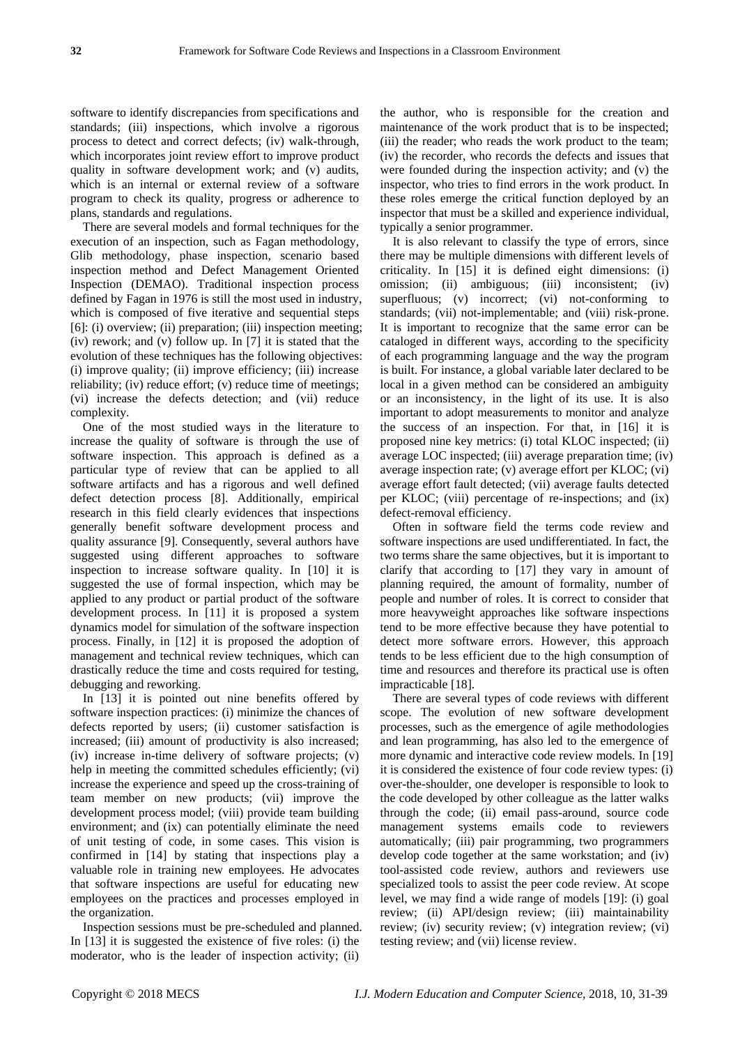software to identify discrepancies from specifications and standards; (iii) inspections, which involve a rigorous process to detect and correct defects; (iv) walk-through, which incorporates joint review effort to improve product quality in software development work; and (v) audits, which is an internal or external review of a software program to check its quality, progress or adherence to plans, standards and regulations.

There are several models and formal techniques for the execution of an inspection, such as Fagan methodology, Glib methodology, phase inspection, scenario based inspection method and Defect Management Oriented Inspection (DEMAO). Traditional inspection process defined by Fagan in 1976 is still the most used in industry, which is composed of five iterative and sequential steps [6]: (i) overview; (ii) preparation; (iii) inspection meeting; (iv) rework; and (v) follow up. In [7] it is stated that the evolution of these techniques has the following objectives: (i) improve quality; (ii) improve efficiency; (iii) increase reliability; (iv) reduce effort; (v) reduce time of meetings; (vi) increase the defects detection; and (vii) reduce complexity.

One of the most studied ways in the literature to increase the quality of software is through the use of software inspection. This approach is defined as a particular type of review that can be applied to all software artifacts and has a rigorous and well defined defect detection process [8]. Additionally, empirical research in this field clearly evidences that inspections generally benefit software development process and quality assurance [9]. Consequently, several authors have suggested using different approaches to software inspection to increase software quality. In [10] it is suggested the use of formal inspection, which may be applied to any product or partial product of the software development process. In [11] it is proposed a system dynamics model for simulation of the software inspection process. Finally, in [12] it is proposed the adoption of management and technical review techniques, which can drastically reduce the time and costs required for testing, debugging and reworking.

In [13] it is pointed out nine benefits offered by software inspection practices: (i) minimize the chances of defects reported by users; (ii) customer satisfaction is increased; (iii) amount of productivity is also increased; (iv) increase in-time delivery of software projects; (v) help in meeting the committed schedules efficiently; (vi) increase the experience and speed up the cross-training of team member on new products; (vii) improve the development process model; (viii) provide team building environment; and (ix) can potentially eliminate the need of unit testing of code, in some cases. This vision is confirmed in [14] by stating that inspections play a valuable role in training new employees. He advocates that software inspections are useful for educating new employees on the practices and processes employed in the organization.

Inspection sessions must be pre-scheduled and planned. In [13] it is suggested the existence of five roles: (i) the moderator, who is the leader of inspection activity; (ii) the author, who is responsible for the creation and maintenance of the work product that is to be inspected; (iii) the reader; who reads the work product to the team; (iv) the recorder, who records the defects and issues that were founded during the inspection activity; and (v) the inspector, who tries to find errors in the work product. In these roles emerge the critical function deployed by an inspector that must be a skilled and experience individual, typically a senior programmer.

It is also relevant to classify the type of errors, since there may be multiple dimensions with different levels of criticality. In [15] it is defined eight dimensions: (i) omission; (ii) ambiguous; (iii) inconsistent; (iv) superfluous; (v) incorrect; (vi) not-conforming to standards; (vii) not-implementable; and (viii) risk-prone. It is important to recognize that the same error can be cataloged in different ways, according to the specificity of each programming language and the way the program is built. For instance, a global variable later declared to be local in a given method can be considered an ambiguity or an inconsistency, in the light of its use. It is also important to adopt measurements to monitor and analyze the success of an inspection. For that, in [16] it is proposed nine key metrics: (i) total KLOC inspected; (ii) average LOC inspected; (iii) average preparation time; (iv) average inspection rate; (v) average effort per KLOC; (vi) average effort fault detected; (vii) average faults detected per KLOC; (viii) percentage of re-inspections; and (ix) defect-removal efficiency.

Often in software field the terms code review and software inspections are used undifferentiated. In fact, the two terms share the same objectives, but it is important to clarify that according to [17] they vary in amount of planning required, the amount of formality, number of people and number of roles. It is correct to consider that more heavyweight approaches like software inspections tend to be more effective because they have potential to detect more software errors. However, this approach tends to be less efficient due to the high consumption of time and resources and therefore its practical use is often impracticable [18].

There are several types of code reviews with different scope. The evolution of new software development processes, such as the emergence of agile methodologies and lean programming, has also led to the emergence of more dynamic and interactive code review models. In [19] it is considered the existence of four code review types: (i) over-the-shoulder, one developer is responsible to look to the code developed by other colleague as the latter walks through the code; (ii) email pass-around, source code management systems emails code to reviewers automatically; (iii) pair programming, two programmers develop code together at the same workstation; and (iv) tool-assisted code review, authors and reviewers use specialized tools to assist the peer code review. At scope level, we may find a wide range of models [19]: (i) goal review; (ii) API/design review; (iii) maintainability review; (iv) security review; (v) integration review; (vi) testing review; and (vii) license review.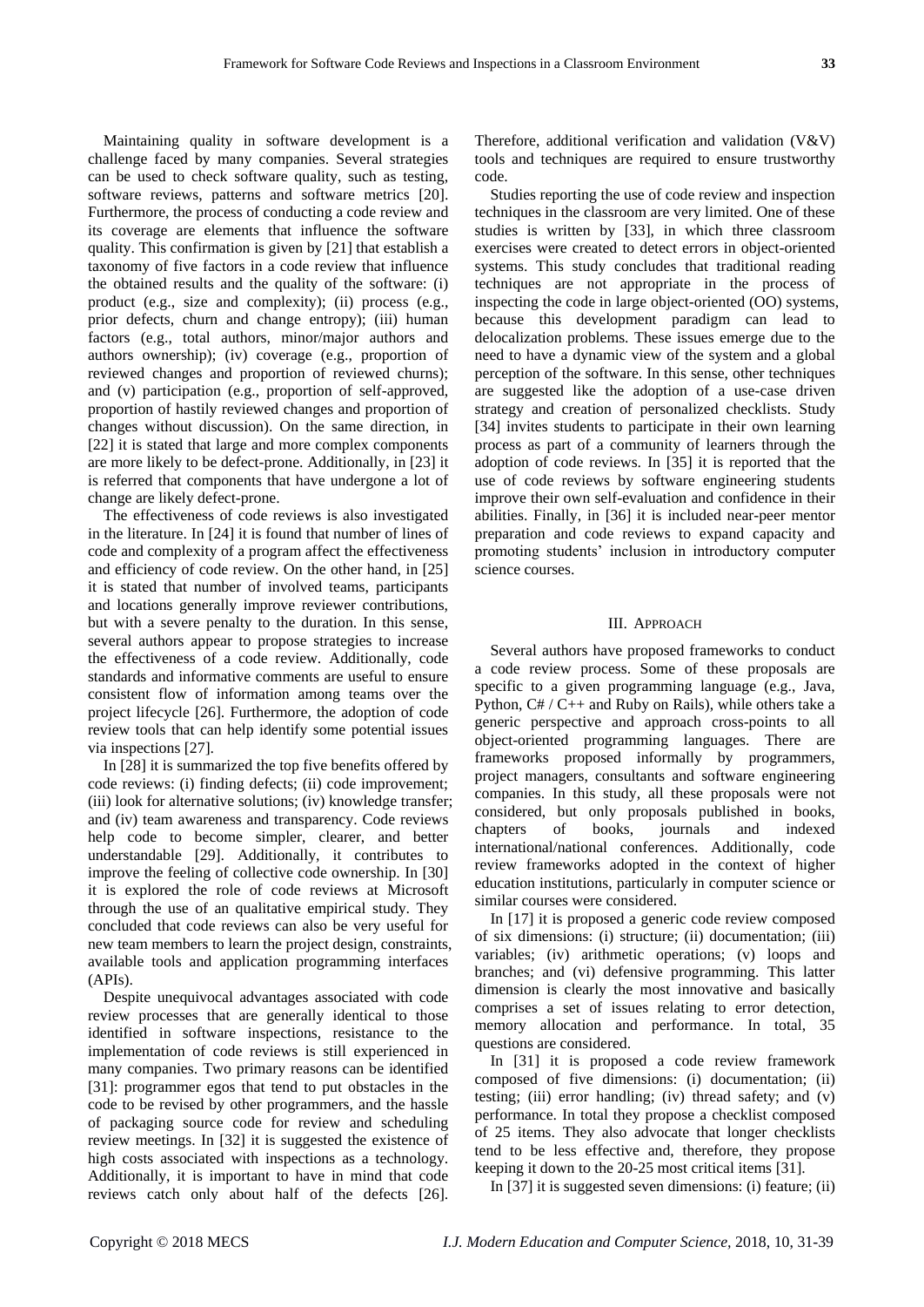Maintaining quality in software development is a challenge faced by many companies. Several strategies can be used to check software quality, such as testing, software reviews, patterns and software metrics [20]. Furthermore, the process of conducting a code review and its coverage are elements that influence the software quality. This confirmation is given by [21] that establish a taxonomy of five factors in a code review that influence the obtained results and the quality of the software: (i) product (e.g., size and complexity); (ii) process (e.g., prior defects, churn and change entropy); (iii) human factors (e.g., total authors, minor/major authors and authors ownership); (iv) coverage (e.g., proportion of reviewed changes and proportion of reviewed churns); and (v) participation (e.g., proportion of self-approved, proportion of hastily reviewed changes and proportion of changes without discussion). On the same direction, in [22] it is stated that large and more complex components are more likely to be defect-prone. Additionally, in [23] it is referred that components that have undergone a lot of change are likely defect-prone.

The effectiveness of code reviews is also investigated in the literature. In [24] it is found that number of lines of code and complexity of a program affect the effectiveness and efficiency of code review. On the other hand, in [25] it is stated that number of involved teams, participants and locations generally improve reviewer contributions, but with a severe penalty to the duration. In this sense, several authors appear to propose strategies to increase the effectiveness of a code review. Additionally, code standards and informative comments are useful to ensure consistent flow of information among teams over the project lifecycle [26]. Furthermore, the adoption of code review tools that can help identify some potential issues via inspections [27].

In [28] it is summarized the top five benefits offered by code reviews: (i) finding defects; (ii) code improvement; (iii) look for alternative solutions; (iv) knowledge transfer; and (iv) team awareness and transparency. Code reviews help code to become simpler, clearer, and better understandable [29]. Additionally, it contributes to improve the feeling of collective code ownership. In [30] it is explored the role of code reviews at Microsoft through the use of an qualitative empirical study. They concluded that code reviews can also be very useful for new team members to learn the project design, constraints, available tools and application programming interfaces (APIs).

Despite unequivocal advantages associated with code review processes that are generally identical to those identified in software inspections, resistance to the implementation of code reviews is still experienced in many companies. Two primary reasons can be identified [31]: programmer egos that tend to put obstacles in the code to be revised by other programmers, and the hassle of packaging source code for review and scheduling review meetings. In [32] it is suggested the existence of high costs associated with inspections as a technology. Additionally, it is important to have in mind that code reviews catch only about half of the defects [26]. Therefore, additional verification and validation (V&V) tools and techniques are required to ensure trustworthy code.

Studies reporting the use of code review and inspection techniques in the classroom are very limited. One of these studies is written by [33], in which three classroom exercises were created to detect errors in object-oriented systems. This study concludes that traditional reading techniques are not appropriate in the process of inspecting the code in large object-oriented (OO) systems, because this development paradigm can lead to delocalization problems. These issues emerge due to the need to have a dynamic view of the system and a global perception of the software. In this sense, other techniques are suggested like the adoption of a use-case driven strategy and creation of personalized checklists. Study [34] invites students to participate in their own learning process as part of a community of learners through the adoption of code reviews. In [35] it is reported that the use of code reviews by software engineering students improve their own self-evaluation and confidence in their abilities. Finally, in [36] it is included near-peer mentor preparation and code reviews to expand capacity and promoting students' inclusion in introductory computer science courses.

## III. Approach

Several authors have proposed frameworks to conduct a code review process. Some of these proposals are specific to a given programming language (e.g., Java, Python, C# / C++ and Ruby on Rails), while others take a generic perspective and approach cross-points to all object-oriented programming languages. There are frameworks proposed informally by programmers, project managers, consultants and software engineering companies. In this study, all these proposals were not considered, but only proposals published in books, chapters of books, journals and indexed international/national conferences. Additionally, code review frameworks adopted in the context of higher education institutions, particularly in computer science or similar courses were considered.

In [17] it is proposed a generic code review composed of six dimensions: (i) structure; (ii) documentation; (iii) variables; (iv) arithmetic operations; (v) loops and branches; and (vi) defensive programming. This latter dimension is clearly the most innovative and basically comprises a set of issues relating to error detection, memory allocation and performance. In total, 35 questions are considered.

In [31] it is proposed a code review framework composed of five dimensions: (i) documentation; (ii) testing; (iii) error handling; (iv) thread safety; and (v) performance. In total they propose a checklist composed of 25 items. They also advocate that longer checklists tend to be less effective and, therefore, they propose keeping it down to the 20-25 most critical items [31].

In [37] it is suggested seven dimensions: (i) feature; (ii)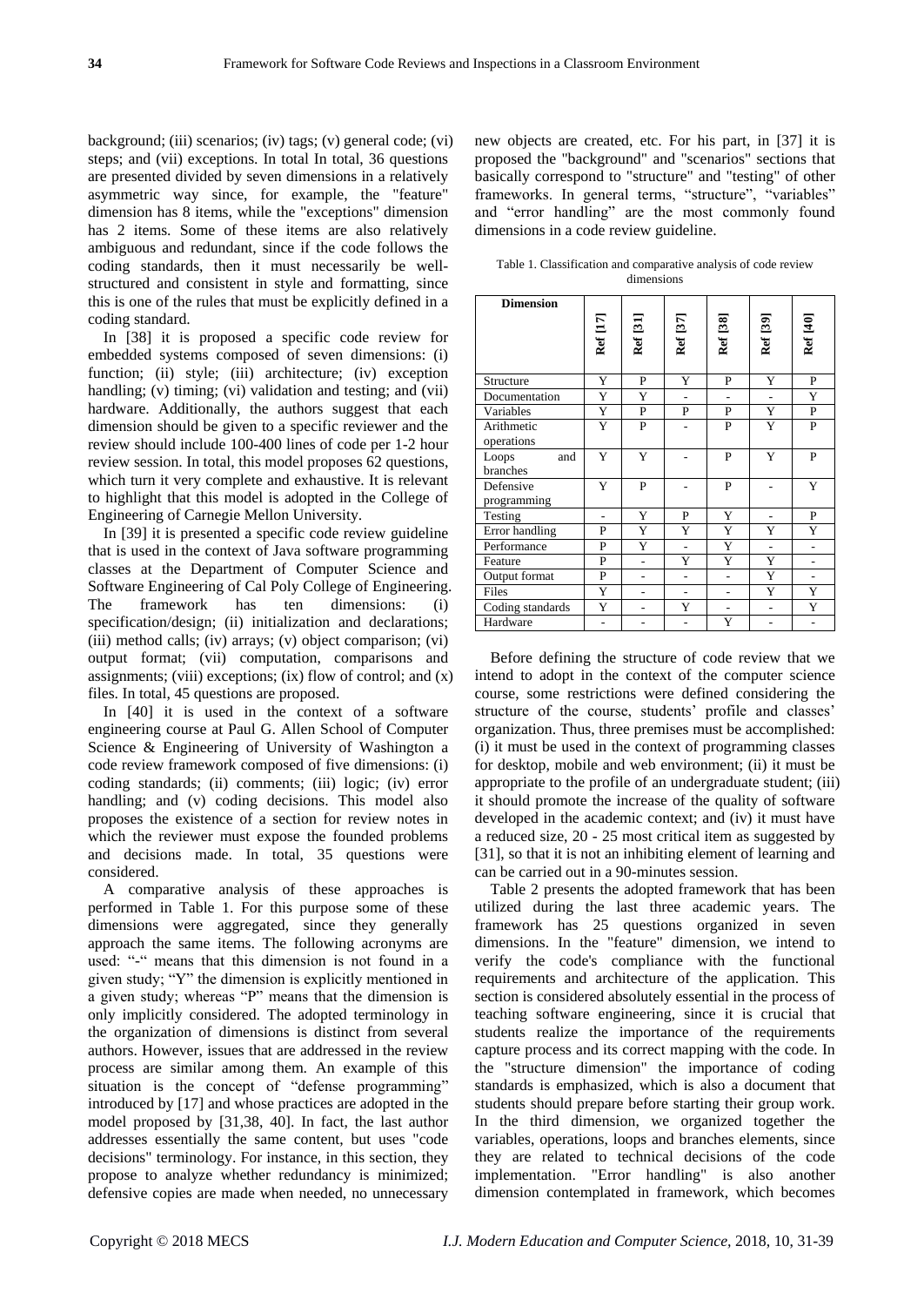background; (iii) scenarios; (iv) tags; (v) general code; (vi) steps; and (vii) exceptions. In total In total, 36 questions are presented divided by seven dimensions in a relatively asymmetric way since, for example, the "feature" dimension has 8 items, while the "exceptions" dimension has 2 items. Some of these items are also relatively ambiguous and redundant, since if the code follows the coding standards, then it must necessarily be well-structured and consistent in style and formatting, since this is one of the rules that must be explicitly defined in a coding standard.

In [38] it is proposed a specific code review for embedded systems composed of seven dimensions: (i) function; (ii) style; (iii) architecture; (iv) exception handling; (v) timing; (vi) validation and testing; and (vii) hardware. Additionally, the authors suggest that each dimension should be given to a specific reviewer and the review should include 100-400 lines of code per 1-2 hour review session. In total, this model proposes 62 questions, which turn it very complete and exhaustive. It is relevant to highlight that this model is adopted in the College of Engineering of Carnegie Mellon University.

In [39] it is presented a specific code review guideline that is used in the context of Java software programming classes at the Department of Computer Science and Software Engineering of Cal Poly College of Engineering. The framework has ten dimensions: (i) specification/design; (ii) initialization and declarations; (iii) method calls; (iv) arrays; (v) object comparison; (vi) output format; (vii) computation, comparisons and assignments; (viii) exceptions; (ix) flow of control; and (x) files. In total, 45 questions are proposed.

In [40] it is used in the context of a software engineering course at Paul G. Allen School of Computer Science & Engineering of University of Washington a code review framework composed of five dimensions: (i) coding standards; (ii) comments; (iii) logic; (iv) error handling; and (v) coding decisions. This model also proposes the existence of a section for review notes in which the reviewer must expose the founded problems and decisions made. In total, 35 questions were considered.

A comparative analysis of these approaches is performed in Table 1. For this purpose some of these dimensions were aggregated, since they generally approach the same items. The following acronyms are used: "-" means that this dimension is not found in a given study; "Y" the dimension is explicitly mentioned in a given study; whereas "P" means that the dimension is only implicitly considered. The adopted terminology in the organization of dimensions is distinct from several authors. However, issues that are addressed in the review process are similar among them. An example of this situation is the concept of "defense programming" introduced by [17] and whose practices are adopted in the model proposed by [31,38, 40]. In fact, the last author addresses essentially the same content, but uses "code decisions" terminology. For instance, in this section, they propose to analyze whether redundancy is minimized; defensive copies are made when needed, no unnecessary new objects are created, etc. For his part, in [37] it is proposed the "background" and "scenarios" sections that basically correspond to "structure" and "testing" of other frameworks. In general terms, "structure", "variables" and "error handling" are the most commonly found dimensions in a code review guideline.

Table 1. Classification and comparative analysis of code review dimensions

| Dimension | Ref [17] | Ref [31] | Ref [37] | Ref [38] | Ref [39] | Ref [40] |
|---|---|---|---|---|---|---|
| Structure | Y | P | Y | P | Y | P |
| Documentation | Y | Y | - | - | - | Y |
| Variables | Y | P | P | P | Y | P |
| Arithmetic operations | Y | P | - | P | Y | P |
| Loops and branches | Y | Y | - | P | Y | P |
| Defensive programming | Y | P | - | P | - | Y |
| Testing | - | Y | P | Y | - | P |
| Error handling | P | Y | Y | Y | Y | Y |
| Performance | P | Y | - | Y | - | - |
| Feature | P | - | Y | Y | Y | - |
| Output format | P | - | - | - | Y | - |
| Files | Y | - | - | - | Y | Y |
| Coding standards | Y | - | Y | - | - | Y |
| Hardware | - | - | - | Y | - | - |

Before defining the structure of code review that we intend to adopt in the context of the computer science course, some restrictions were defined considering the structure of the course, students' profile and classes' organization. Thus, three premises must be accomplished: (i) it must be used in the context of programming classes for desktop, mobile and web environment; (ii) it must be appropriate to the profile of an undergraduate student; (iii) it should promote the increase of the quality of software developed in the academic context; and (iv) it must have a reduced size, 20 - 25 most critical item as suggested by [31], so that it is not an inhibiting element of learning and can be carried out in a 90-minutes session.

Table 2 presents the adopted framework that has been utilized during the last three academic years. The framework has 25 questions organized in seven dimensions. In the "feature" dimension, we intend to verify the code's compliance with the functional requirements and architecture of the application. This section is considered absolutely essential in the process of teaching software engineering, since it is crucial that students realize the importance of the requirements capture process and its correct mapping with the code. In the "structure dimension" the importance of coding standards is emphasized, which is also a document that students should prepare before starting their group work. In the third dimension, we organized together the variables, operations, loops and branches elements, since they are related to technical decisions of the code implementation. "Error handling" is also another dimension contemplated in framework, which becomes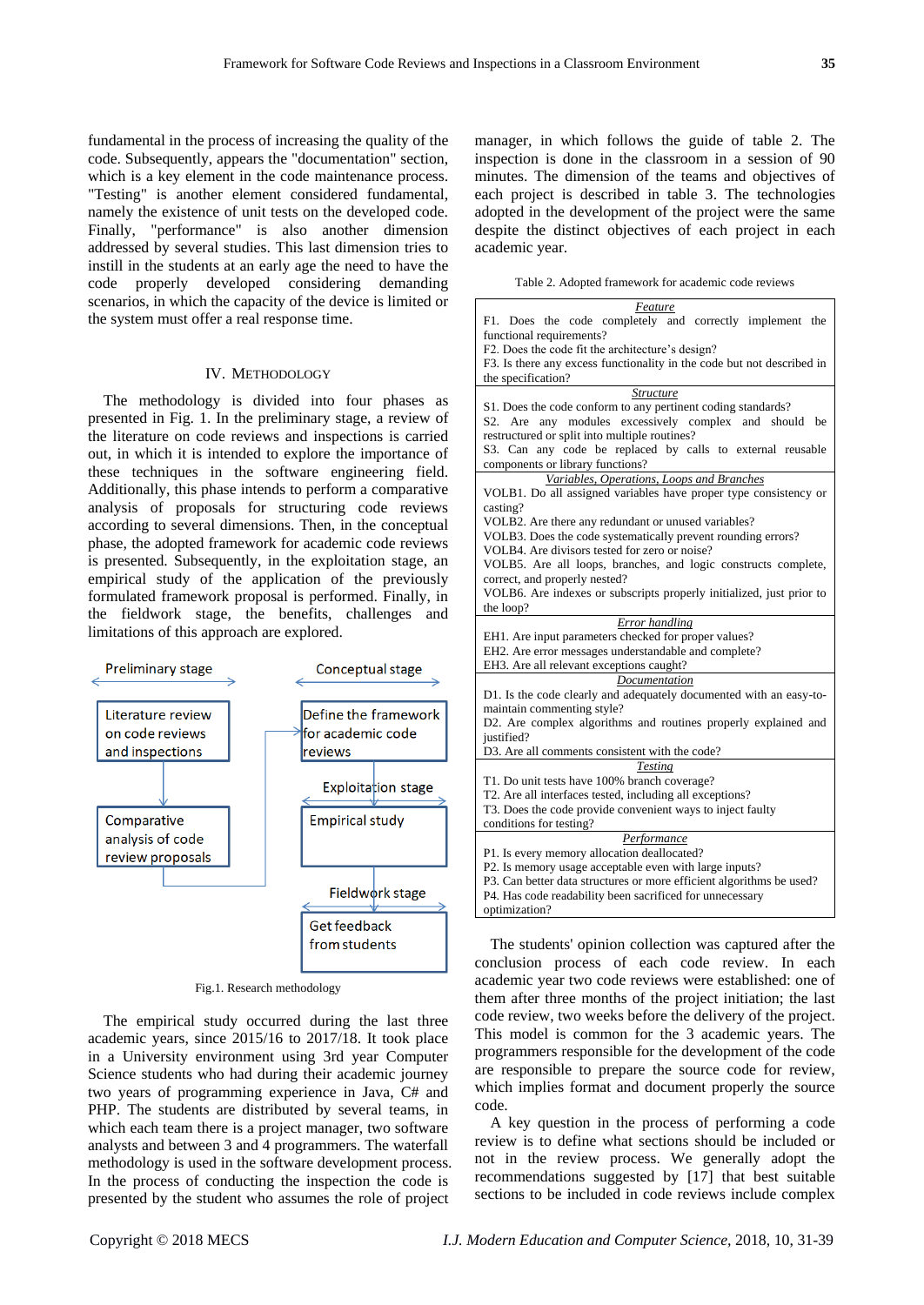fundamental in the process of increasing the quality of the code. Subsequently, appears the "documentation" section, which is a key element in the code maintenance process. "Testing" is another element considered fundamental, namely the existence of unit tests on the developed code. Finally, "performance" is also another dimension addressed by several studies. This last dimension tries to instill in the students at an early age the need to have the code properly developed considering demanding scenarios, in which the capacity of the device is limited or the system must offer a real response time.

## IV. Methodology

The methodology is divided into four phases as presented in Fig. 1. In the preliminary stage, a review of the literature on code reviews and inspections is carried out, in which it is intended to explore the importance of these techniques in the software engineering field. Additionally, this phase intends to perform a comparative analysis of proposals for structuring code reviews according to several dimensions. Then, in the conceptual phase, the adopted framework for academic code reviews is presented. Subsequently, in the exploitation stage, an empirical study of the application of the previously formulated framework proposal is performed. Finally, in the fieldwork stage, the benefits, challenges and limitations of this approach are explored.

Preliminary stage: Literature review on code reviews and inspections → Comparative analysis of code review proposals

Conceptual stage: Define the framework for academic code reviews

Exploitation stage: Empirical study

Fieldwork stage: Get feedback from students

Fig.1. Research methodology

The empirical study occurred during the last three academic years, since 2015/16 to 2017/18. It took place in a University environment using 3rd year Computer Science students who had during their academic journey two years of programming experience in Java, C# and PHP. The students are distributed by several teams, in which each team there is a project manager, two software analysts and between 3 and 4 programmers. The waterfall methodology is used in the software development process. In the process of conducting the inspection the code is presented by the student who assumes the role of project manager, in which follows the guide of table 2. The inspection is done in the classroom in a session of 90 minutes. The dimension of the teams and objectives of each project is described in table 3. The technologies adopted in the development of the project were the same despite the distinct objectives of each project in each academic year.

Table 2. Adopted framework for academic code reviews

| |
|---|
| ***Feature*** |
| F1. Does the code completely and correctly implement the functional requirements? |
| F2. Does the code fit the architecture's design? |
| F3. Is there any excess functionality in the code but not described in the specification? |
| ***Structure*** |
| S1. Does the code conform to any pertinent coding standards? |
| S2. Are any modules excessively complex and should be restructured or split into multiple routines? |
| S3. Can any code be replaced by calls to external reusable components or library functions? |
| ***Variables, Operations, Loops and Branches*** |
| VOLB1. Do all assigned variables have proper type consistency or casting? |
| VOLB2. Are there any redundant or unused variables? |
| VOLB3. Does the code systematically prevent rounding errors? |
| VOLB4. Are divisors tested for zero or noise? |
| VOLB5. Are all loops, branches, and logic constructs complete, correct, and properly nested? |
| VOLB6. Are indexes or subscripts properly initialized, just prior to the loop? |
| ***Error handling*** |
| EH1. Are input parameters checked for proper values? |
| EH2. Are error messages understandable and complete? |
| EH3. Are all relevant exceptions caught? |
| ***Documentation*** |
| D1. Is the code clearly and adequately documented with an easy-to-maintain commenting style? |
| D2. Are complex algorithms and routines properly explained and justified? |
| D3. Are all comments consistent with the code? |
| ***Testing*** |
| T1. Do unit tests have 100% branch coverage? |
| T2. Are all interfaces tested, including all exceptions? |
| T3. Does the code provide convenient ways to inject faulty conditions for testing? |
| ***Performance*** |
| P1. Is every memory allocation deallocated? |
| P2. Is memory usage acceptable even with large inputs? |
| P3. Can better data structures or more efficient algorithms be used? |
| P4. Has code readability been sacrificed for unnecessary optimization? |

The students' opinion collection was captured after the conclusion process of each code review. In each academic year two code reviews were established: one of them after three months of the project initiation; the last code review, two weeks before the delivery of the project. This model is common for the 3 academic years. The programmers responsible for the development of the code are responsible to prepare the source code for review, which implies format and document properly the source code.

A key question in the process of performing a code review is to define what sections should be included or not in the review process. We generally adopt the recommendations suggested by [17] that best suitable sections to be included in code reviews include complex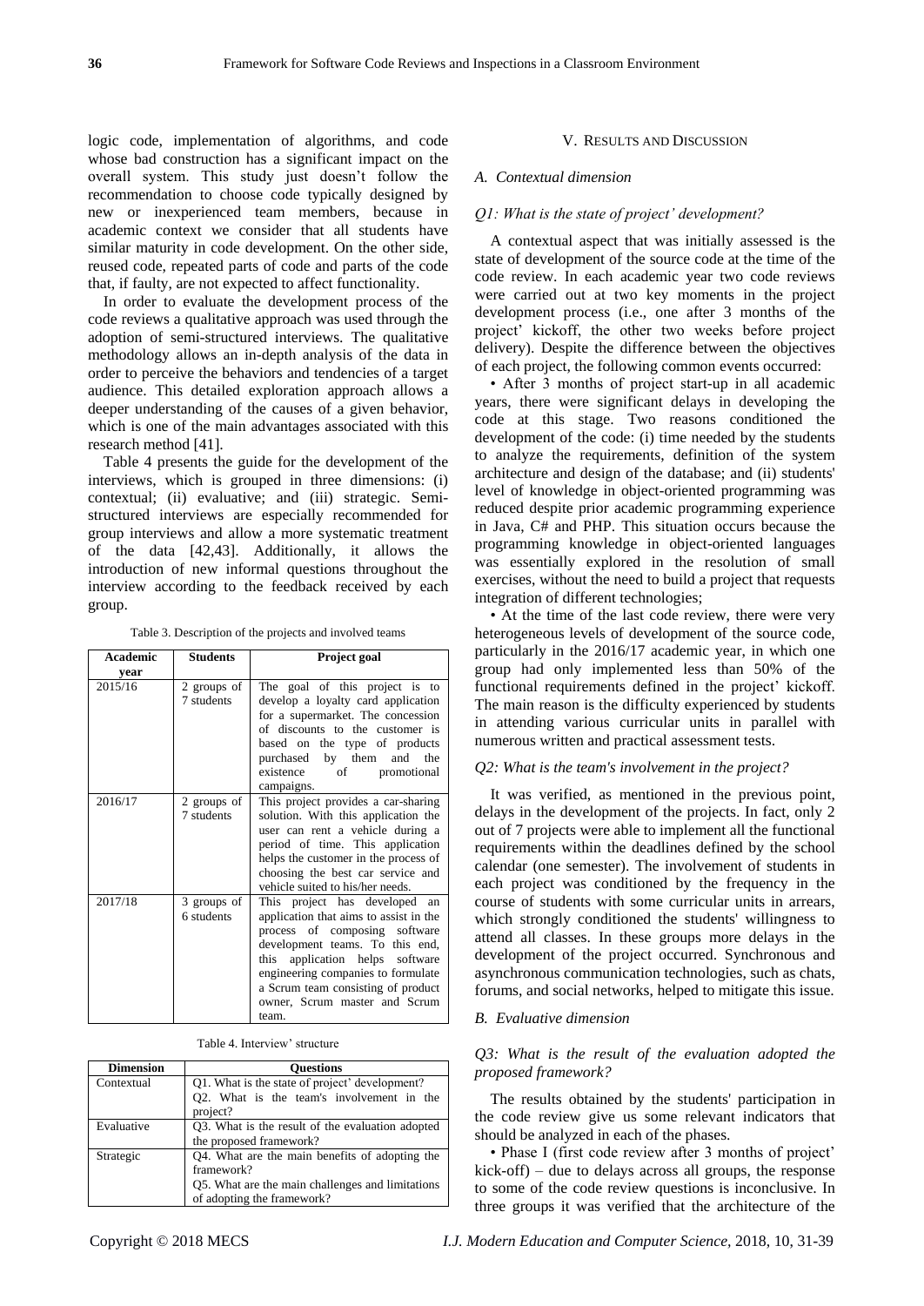logic code, implementation of algorithms, and code whose bad construction has a significant impact on the overall system. This study just doesn't follow the recommendation to choose code typically designed by new or inexperienced team members, because in academic context we consider that all students have similar maturity in code development. On the other side, reused code, repeated parts of code and parts of the code that, if faulty, are not expected to affect functionality.

In order to evaluate the development process of the code reviews a qualitative approach was used through the adoption of semi-structured interviews. The qualitative methodology allows an in-depth analysis of the data in order to perceive the behaviors and tendencies of a target audience. This detailed exploration approach allows a deeper understanding of the causes of a given behavior, which is one of the main advantages associated with this research method [41].

Table 4 presents the guide for the development of the interviews, which is grouped in three dimensions: (i) contextual; (ii) evaluative; and (iii) strategic. Semi-structured interviews are especially recommended for group interviews and allow a more systematic treatment of the data [42,43]. Additionally, it allows the introduction of new informal questions throughout the interview according to the feedback received by each group.

Table 3. Description of the projects and involved teams

| Academic year | Students | Project goal |
|---|---|---|
| 2015/16 | 2 groups of 7 students | The goal of this project is to develop a loyalty card application for a supermarket. The concession of discounts to the customer is based on the type of products purchased by them and the existence of promotional campaigns. |
| 2016/17 | 2 groups of 7 students | This project provides a car-sharing solution. With this application the user can rent a vehicle during a period of time. This application helps the customer in the process of choosing the best car service and vehicle suited to his/her needs. |
| 2017/18 | 3 groups of 6 students | This project has developed an application that aims to assist in the process of composing software development teams. To this end, this application helps software engineering companies to formulate a Scrum team consisting of product owner, Scrum master and Scrum team. |

Table 4. Interview' structure

| Dimension | Questions |
|---|---|
| Contextual | Q1. What is the state of project' development?<br>Q2. What is the team's involvement in the project? |
| Evaluative | Q3. What is the result of the evaluation adopted the proposed framework? |
| Strategic | Q4. What are the main benefits of adopting the framework?<br>Q5. What are the main challenges and limitations of adopting the framework? |

## V. Results and Discussion

### A. Contextual dimension

*Q1: What is the state of project' development?*

A contextual aspect that was initially assessed is the state of development of the source code at the time of the code review. In each academic year two code reviews were carried out at two key moments in the project development process (i.e., one after 3 months of the project' kickoff, the other two weeks before project delivery). Despite the difference between the objectives of each project, the following common events occurred:

- After 3 months of project start-up in all academic years, there were significant delays in developing the code at this stage. Two reasons conditioned the development of the code: (i) time needed by the students to analyze the requirements, definition of the system architecture and design of the database; and (ii) students' level of knowledge in object-oriented programming was reduced despite prior academic programming experience in Java, C# and PHP. This situation occurs because the programming knowledge in object-oriented languages was essentially explored in the resolution of small exercises, without the need to build a project that requests integration of different technologies;
- At the time of the last code review, there were very heterogeneous levels of development of the source code, particularly in the 2016/17 academic year, in which one group had only implemented less than 50% of the functional requirements defined in the project' kickoff. The main reason is the difficulty experienced by students in attending various curricular units in parallel with numerous written and practical assessment tests.

*Q2: What is the team's involvement in the project?*

It was verified, as mentioned in the previous point, delays in the development of the projects. In fact, only 2 out of 7 projects were able to implement all the functional requirements within the deadlines defined by the school calendar (one semester). The involvement of students in each project was conditioned by the frequency in the course of students with some curricular units in arrears, which strongly conditioned the students' willingness to attend all classes. In these groups more delays in the development of the project occurred. Synchronous and asynchronous communication technologies, such as chats, forums, and social networks, helped to mitigate this issue.

### B. Evaluative dimension

*Q3: What is the result of the evaluation adopted the proposed framework?*

The results obtained by the students' participation in the code review give us some relevant indicators that should be analyzed in each of the phases.

- Phase I (first code review after 3 months of project' kick-off) – due to delays across all groups, the response to some of the code review questions is inconclusive. In three groups it was verified that the architecture of the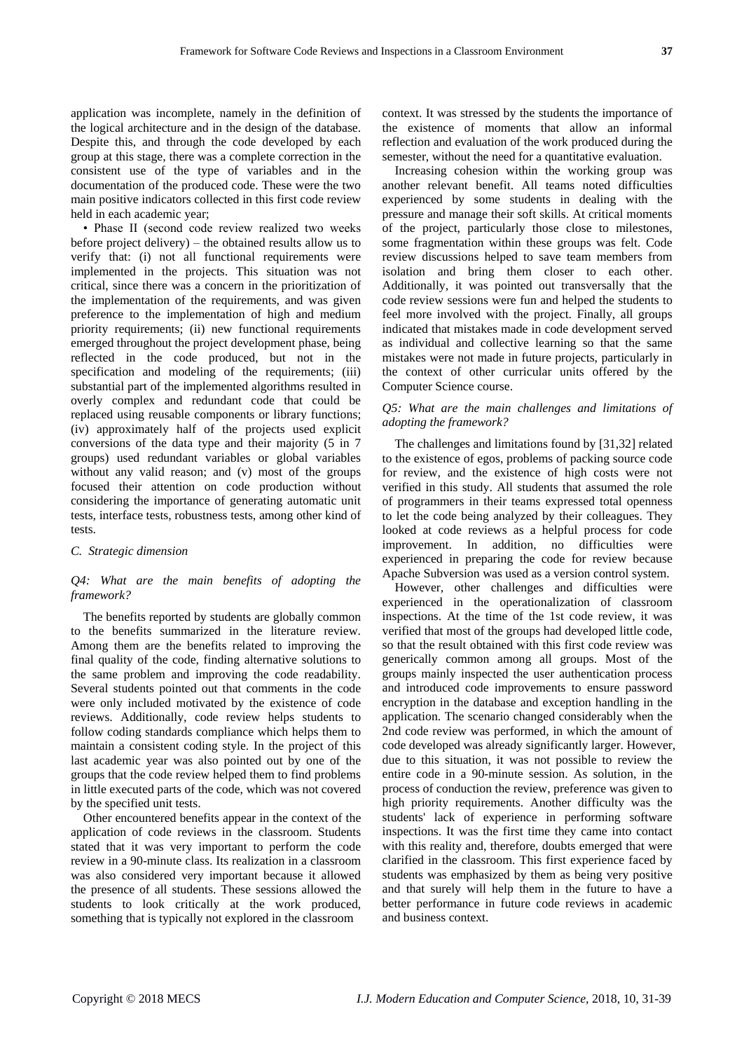application was incomplete, namely in the definition of the logical architecture and in the design of the database. Despite this, and through the code developed by each group at this stage, there was a complete correction in the consistent use of the type of variables and in the documentation of the produced code. These were the two main positive indicators collected in this first code review held in each academic year;

• Phase II (second code review realized two weeks before project delivery) – the obtained results allow us to verify that: (i) not all functional requirements were implemented in the projects. This situation was not critical, since there was a concern in the prioritization of the implementation of the requirements, and was given preference to the implementation of high and medium priority requirements; (ii) new functional requirements emerged throughout the project development phase, being reflected in the code produced, but not in the specification and modeling of the requirements; (iii) substantial part of the implemented algorithms resulted in overly complex and redundant code that could be replaced using reusable components or library functions; (iv) approximately half of the projects used explicit conversions of the data type and their majority (5 in 7 groups) used redundant variables or global variables without any valid reason; and (v) most of the groups focused their attention on code production without considering the importance of generating automatic unit tests, interface tests, robustness tests, among other kind of tests.

### C. Strategic dimension

*Q4: What are the main benefits of adopting the framework?*

The benefits reported by students are globally common to the benefits summarized in the literature review. Among them are the benefits related to improving the final quality of the code, finding alternative solutions to the same problem and improving the code readability. Several students pointed out that comments in the code were only included motivated by the existence of code reviews. Additionally, code review helps students to follow coding standards compliance which helps them to maintain a consistent coding style. In the project of this last academic year was also pointed out by one of the groups that the code review helped them to find problems in little executed parts of the code, which was not covered by the specified unit tests.

Other encountered benefits appear in the context of the application of code reviews in the classroom. Students stated that it was very important to perform the code review in a 90-minute class. Its realization in a classroom was also considered very important because it allowed the presence of all students. These sessions allowed the students to look critically at the work produced, something that is typically not explored in the classroom context. It was stressed by the students the importance of the existence of moments that allow an informal reflection and evaluation of the work produced during the semester, without the need for a quantitative evaluation.

Increasing cohesion within the working group was another relevant benefit. All teams noted difficulties experienced by some students in dealing with the pressure and manage their soft skills. At critical moments of the project, particularly those close to milestones, some fragmentation within these groups was felt. Code review discussions helped to save team members from isolation and bring them closer to each other. Additionally, it was pointed out transversally that the code review sessions were fun and helped the students to feel more involved with the project. Finally, all groups indicated that mistakes made in code development served as individual and collective learning so that the same mistakes were not made in future projects, particularly in the context of other curricular units offered by the Computer Science course.

*Q5: What are the main challenges and limitations of adopting the framework?*

The challenges and limitations found by [31,32] related to the existence of egos, problems of packing source code for review, and the existence of high costs were not verified in this study. All students that assumed the role of programmers in their teams expressed total openness to let the code being analyzed by their colleagues. They looked at code reviews as a helpful process for code improvement. In addition, no difficulties were experienced in preparing the code for review because Apache Subversion was used as a version control system.

However, other challenges and difficulties were experienced in the operationalization of classroom inspections. At the time of the 1st code review, it was verified that most of the groups had developed little code, so that the result obtained with this first code review was generically common among all groups. Most of the groups mainly inspected the user authentication process and introduced code improvements to ensure password encryption in the database and exception handling in the application. The scenario changed considerably when the 2nd code review was performed, in which the amount of code developed was already significantly larger. However, due to this situation, it was not possible to review the entire code in a 90-minute session. As solution, in the process of conduction the review, preference was given to high priority requirements. Another difficulty was the students' lack of experience in performing software inspections. It was the first time they came into contact with this reality and, therefore, doubts emerged that were clarified in the classroom. This first experience faced by students was emphasized by them as being very positive and that surely will help them in the future to have a better performance in future code reviews in academic and business context.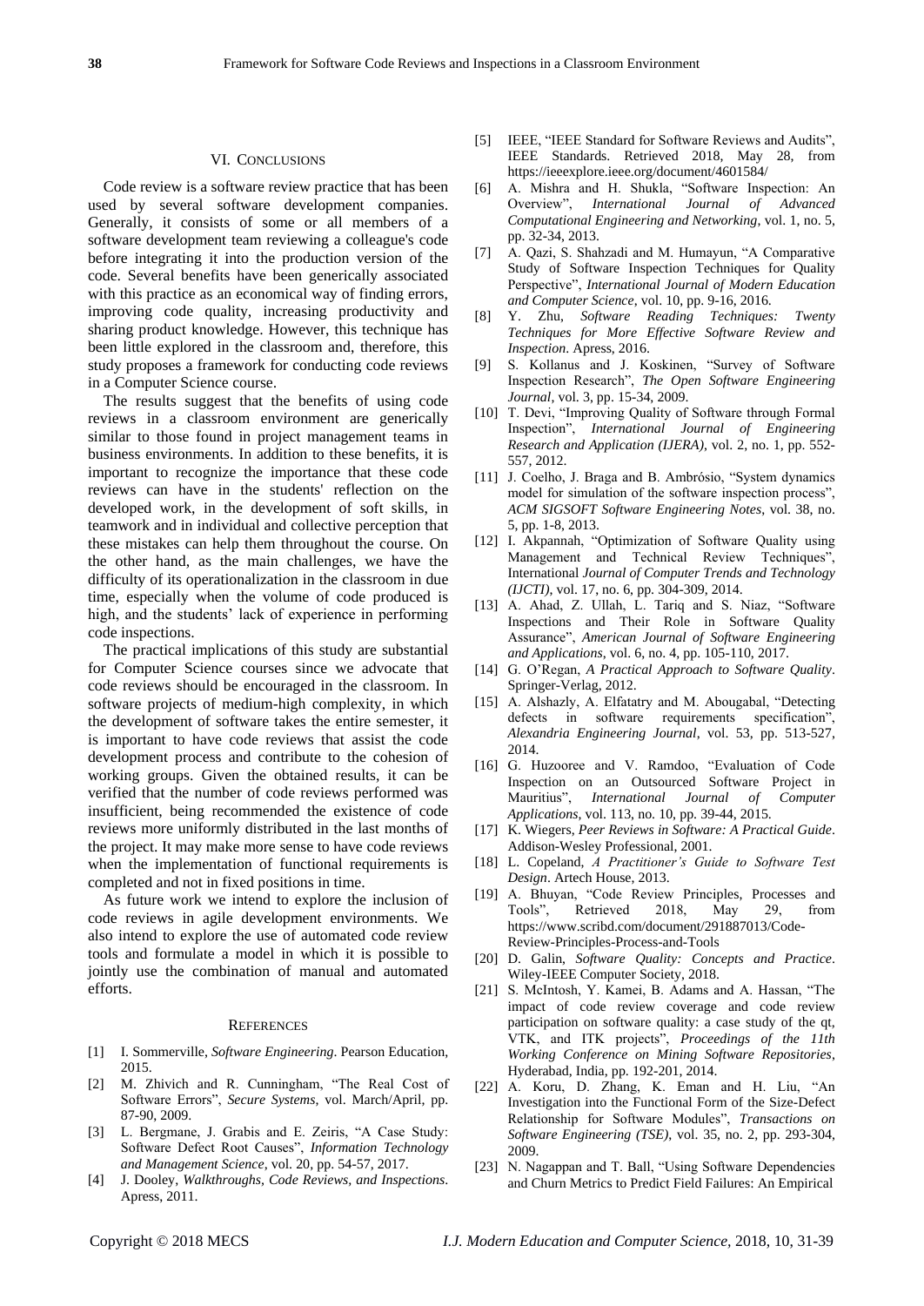## VI. Conclusions

Code review is a software review practice that has been used by several software development companies. Generally, it consists of some or all members of a software development team reviewing a colleague's code before integrating it into the production version of the code. Several benefits have been generically associated with this practice as an economical way of finding errors, improving code quality, increasing productivity and sharing product knowledge. However, this technique has been little explored in the classroom and, therefore, this study proposes a framework for conducting code reviews in a Computer Science course.

The results suggest that the benefits of using code reviews in a classroom environment are generically similar to those found in project management teams in business environments. In addition to these benefits, it is important to recognize the importance that these code reviews can have in the students' reflection on the developed work, in the development of soft skills, in teamwork and in individual and collective perception that these mistakes can help them throughout the course. On the other hand, as the main challenges, we have the difficulty of its operationalization in the classroom in due time, especially when the volume of code produced is high, and the students' lack of experience in performing code inspections.

The practical implications of this study are substantial for Computer Science courses since we advocate that code reviews should be encouraged in the classroom. In software projects of medium-high complexity, in which the development of software takes the entire semester, it is important to have code reviews that assist the code development process and contribute to the cohesion of working groups. Given the obtained results, it can be verified that the number of code reviews performed was insufficient, being recommended the existence of code reviews more uniformly distributed in the last months of the project. It may make more sense to have code reviews when the implementation of functional requirements is completed and not in fixed positions in time.

As future work we intend to explore the inclusion of code reviews in agile development environments. We also intend to explore the use of automated code review tools and formulate a model in which it is possible to jointly use the combination of manual and automated efforts.

## References

- [1] I. Sommerville, *Software Engineering*. Pearson Education, 2015.
- [2] M. Zhivich and R. Cunningham, "The Real Cost of Software Errors", *Secure Systems*, vol. March/April, pp. 87-90, 2009.
- [3] L. Bergmane, J. Grabis and E. Zeiris, "A Case Study: Software Defect Root Causes", *Information Technology and Management Science*, vol. 20, pp. 54-57, 2017.
- [4] J. Dooley, *Walkthroughs, Code Reviews, and Inspections*. Apress, 2011.
- [5] IEEE, "IEEE Standard for Software Reviews and Audits", IEEE Standards. Retrieved 2018, May 28, from https://ieeexplore.ieee.org/document/4601584/
- [6] A. Mishra and H. Shukla, "Software Inspection: An Overview", *International Journal of Advanced Computational Engineering and Networking*, vol. 1, no. 5, pp. 32-34, 2013.
- [7] A. Qazi, S. Shahzadi and M. Humayun, "A Comparative Study of Software Inspection Techniques for Quality Perspective", *International Journal of Modern Education and Computer Science*, vol. 10, pp. 9-16, 2016.
- [8] Y. Zhu, *Software Reading Techniques: Twenty Techniques for More Effective Software Review and Inspection*. Apress, 2016.
- [9] S. Kollanus and J. Koskinen, "Survey of Software Inspection Research", *The Open Software Engineering Journal*, vol. 3, pp. 15-34, 2009.
- [10] T. Devi, "Improving Quality of Software through Formal Inspection", *International Journal of Engineering Research and Application (IJERA)*, vol. 2, no. 1, pp. 552-557, 2012.
- [11] J. Coelho, J. Braga and B. Ambrósio, "System dynamics model for simulation of the software inspection process", *ACM SIGSOFT Software Engineering Notes*, vol. 38, no. 5, pp. 1-8, 2013.
- [12] I. Akpannah, "Optimization of Software Quality using Management and Technical Review Techniques", International *Journal of Computer Trends and Technology (IJCTI)*, vol. 17, no. 6, pp. 304-309, 2014.
- [13] A. Ahad, Z. Ullah, L. Tariq and S. Niaz, "Software Inspections and Their Role in Software Quality Assurance", *American Journal of Software Engineering and Applications*, vol. 6, no. 4, pp. 105-110, 2017.
- [14] G. O'Regan, *A Practical Approach to Software Quality*. Springer-Verlag, 2012.
- [15] A. Alshazly, A. Elfatatry and M. Abougabal, "Detecting defects in software requirements specification", *Alexandria Engineering Journal*, vol. 53, pp. 513-527, 2014.
- [16] G. Huzooree and V. Ramdoo, "Evaluation of Code Inspection on an Outsourced Software Project in Mauritius", *International Journal of Computer Applications*, vol. 113, no. 10, pp. 39-44, 2015.
- [17] K. Wiegers, *Peer Reviews in Software: A Practical Guide*. Addison-Wesley Professional, 2001.
- [18] L. Copeland, *A Practitioner's Guide to Software Test Design*. Artech House, 2013.
- [19] A. Bhuyan, "Code Review Principles, Processes and Tools", Retrieved 2018, May 29, from https://www.scribd.com/document/291887013/Code-Review-Principles-Process-and-Tools
- [20] D. Galin, *Software Quality: Concepts and Practice*. Wiley-IEEE Computer Society, 2018.
- [21] S. McIntosh, Y. Kamei, B. Adams and A. Hassan, "The impact of code review coverage and code review participation on software quality: a case study of the qt, VTK, and ITK projects", *Proceedings of the 11th Working Conference on Mining Software Repositories*, Hyderabad, India, pp. 192-201, 2014.
- [22] A. Koru, D. Zhang, K. Eman and H. Liu, "An Investigation into the Functional Form of the Size-Defect Relationship for Software Modules", *Transactions on Software Engineering (TSE)*, vol. 35, no. 2, pp. 293-304, 2009.
- [23] N. Nagappan and T. Ball, "Using Software Dependencies and Churn Metrics to Predict Field Failures: An Empirical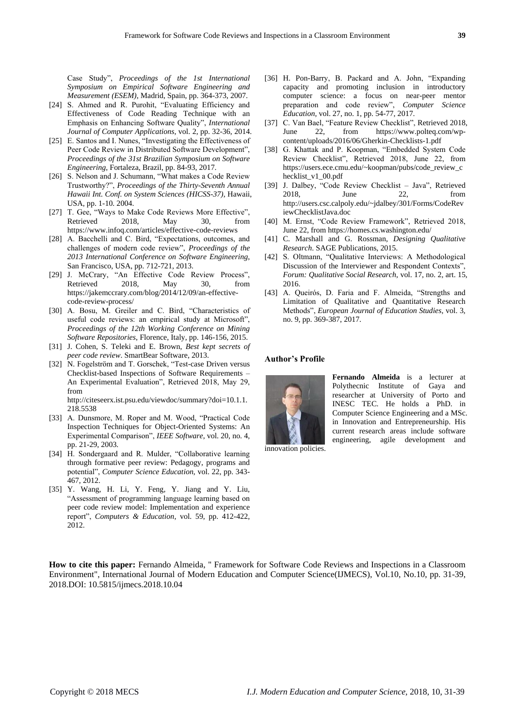Case Study", *Proceedings of the 1st International Symposium on Empirical Software Engineering and Measurement (ESEM)*, Madrid, Spain, pp. 364-373, 2007.

[24] S. Ahmed and R. Purohit, "Evaluating Efficiency and Effectiveness of Code Reading Technique with an Emphasis on Enhancing Software Quality", *International Journal of Computer Applications*, vol. 2, pp. 32-36, 2014.

[25] E. Santos and I. Nunes, "Investigating the Effectiveness of Peer Code Review in Distributed Software Development", *Proceedings of the 31st Brazilian Symposium on Software Engineering*, Fortaleza, Brazil, pp. 84-93, 2017.

[26] S. Nelson and J. Schumann, "What makes a Code Review Trustworthy?", *Proceedings of the Thirty-Seventh Annual Hawaii Int. Conf. on System Sciences (HICSS-37)*, Hawaii, USA, pp. 1-10. 2004.

[27] T. Gee, "Ways to Make Code Reviews More Effective", Retrieved 2018, May 30, from https://www.infoq.com/articles/effective-code-reviews

[28] A. Bacchelli and C. Bird, "Expectations, outcomes, and challenges of modern code review", *Proceedings of the 2013 International Conference on Software Engineering*, San Francisco, USA, pp. 712-721, 2013.

[29] J. McCrary, "An Effective Code Review Process", Retrieved 2018, May 30, from https://jakemccrary.com/blog/2014/12/09/an-effective-code-review-process/

[30] A. Bosu, M. Greiler and C. Bird, "Characteristics of useful code reviews: an empirical study at Microsoft", *Proceedings of the 12th Working Conference on Mining Software Repositories*, Florence, Italy, pp. 146-156, 2015.

[31] J. Cohen, S. Teleki and E. Brown, *Best kept secrets of peer code review*. SmartBear Software, 2013.

[32] N. Fogelström and T. Gorschek, "Test-case Driven versus Checklist-based Inspections of Software Requirements – An Experimental Evaluation", Retrieved 2018, May 29, from http://citeseerx.ist.psu.edu/viewdoc/summary?doi=10.1.1.218.5538

[33] A. Dunsmore, M. Roper and M. Wood, "Practical Code Inspection Techniques for Object-Oriented Systems: An Experimental Comparison", *IEEE Software*, vol. 20, no. 4, pp. 21-29, 2003.

[34] H. Sondergaard and R. Mulder, "Collaborative learning through formative peer review: Pedagogy, programs and potential", *Computer Science Education*, vol. 22, pp. 343-467, 2012.

[35] Y. Wang, H. Li, Y. Feng, Y. Jiang and Y. Liu, "Assessment of programming language learning based on peer code review model: Implementation and experience report", *Computers & Education*, vol. 59, pp. 412-422, 2012.

[36] H. Pon-Barry, B. Packard and A. John, "Expanding capacity and promoting inclusion in introductory computer science: a focus on near-peer mentor preparation and code review", *Computer Science Education*, vol. 27, no. 1, pp. 54-77, 2017.

[37] C. Van Bael, "Feature Review Checklist", Retrieved 2018, June 22, from https://www.polteq.com/wp-content/uploads/2016/06/Gherkin-Checklists-1.pdf

[38] G. Khattak and P. Koopman, "Embedded System Code Review Checklist", Retrieved 2018, June 22, from https://users.ece.cmu.edu/~koopman/pubs/code_review_checklist_v1_00.pdf

[39] J. Dalbey, "Code Review Checklist – Java", Retrieved 2018, June 22, from http://users.csc.calpoly.edu/~jdalbey/301/Forms/CodeReviewChecklistJava.doc

[40] M. Ernst, "Code Review Framework", Retrieved 2018, June 22, from https://homes.cs.washington.edu/

[41] C. Marshall and G. Rossman, *Designing Qualitative Research*. SAGE Publications, 2015.

[42] S. Oltmann, "Qualitative Interviews: A Methodological Discussion of the Interviewer and Respondent Contexts", *Forum: Qualitative Social Research*, vol. 17, no. 2, art. 15, 2016.

[43] A. Queirós, D. Faria and F. Almeida, "Strengths and Limitation of Qualitative and Quantitative Research Methods", *European Journal of Education Studies*, vol. 3, no. 9, pp. 369-387, 2017.

### Author's Profile

**Fernando Almeida** is a lecturer at Polythecnic Institute of Gaya and researcher at University of Porto and INESC TEC. He holds a PhD. in Computer Science Engineering and a MSc. in Innovation and Entrepreneurship. His current research areas include software engineering, agile development and innovation policies.

**How to cite this paper:** Fernando Almeida, " Framework for Software Code Reviews and Inspections in a Classroom Environment", International Journal of Modern Education and Computer Science(IJMECS), Vol.10, No.10, pp. 31-39, 2018.DOI: 10.5815/ijmecs.2018.10.04